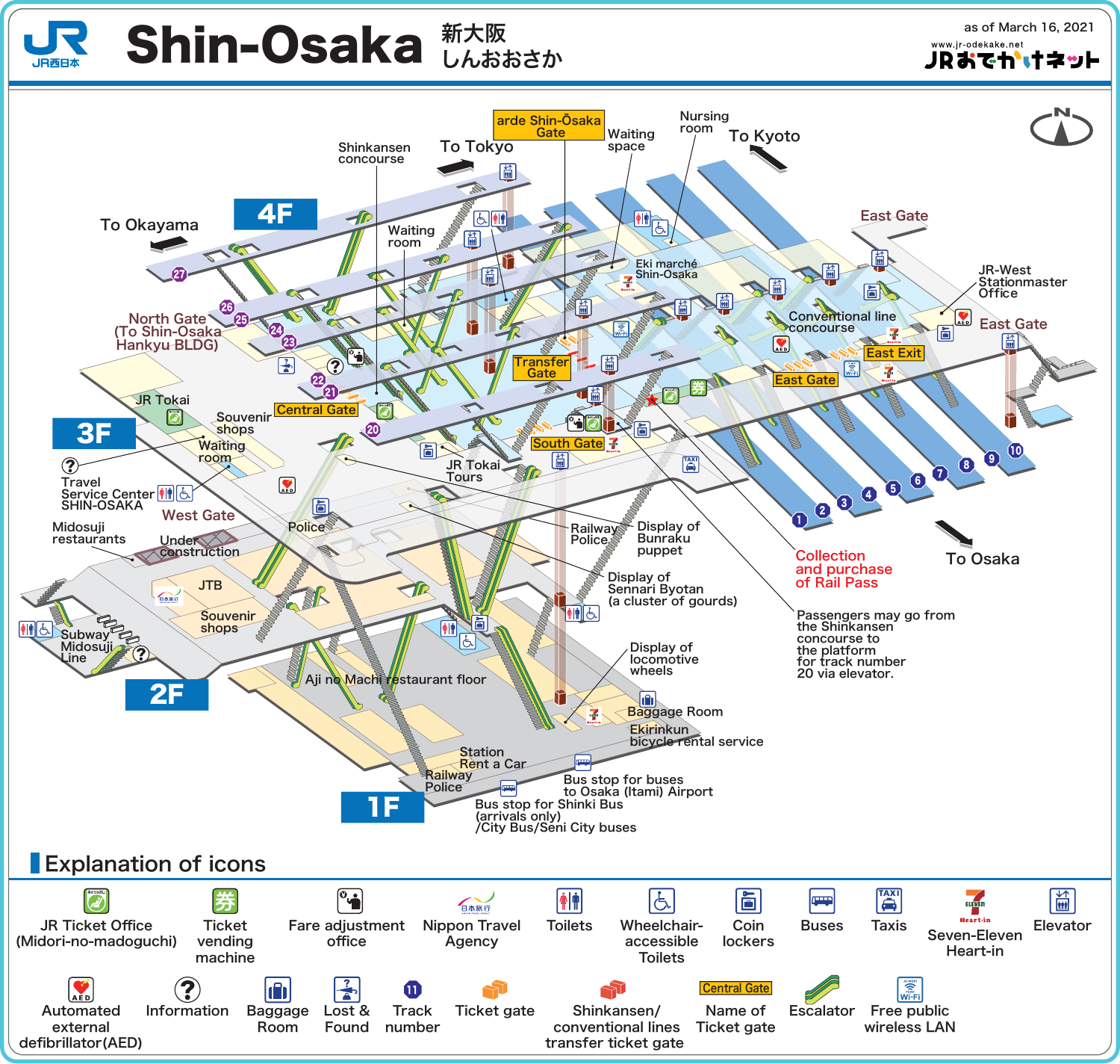# Shin-Osaka 新大阪 しんおおさか

JR西日本

as of March 16, 2021

www.jr-odekake.net JRおでかけネット

4F

3F

2F

1F

To Tokyo

To Kyoto

To Okayama

To Osaka

Shinkansen concourse

arde Shin-Ōsaka Gate

Waiting space

Nursing room

Waiting room

East Gate

Eki marché Shin-Osaka

JR-West Stationmaster Office

North Gate (To Shin-Osaka Hankyu BLDG)

Conventional line concourse

East Gate

East Exit

East Gate

Transfer Gate

Central Gate

JR Tokai

Souvenir shops

Waiting room

South Gate

Travel Service Center SHIN-OSAKA

JR Tokai Tours

West Gate

Police

Railway Police

Display of Bunraku puppet

Midosuji restaurants

Under construction

Display of Sennari Byotan (a cluster of gourds)

Collection and purchase of Rail Pass

JTB

Souvenir shops

Subway Midosuji Line

Passengers may go from the Shinkansen concourse to the platform for track number 20 via elevator.

Display of locomotive wheels

Aji no Machi restaurant floor

Baggage Room

Ekirinkun bicycle rental service

Station Rent a Car

Railway Police

Bus stop for buses to Osaka (Itami) Airport

Bus stop for Shinki Bus (arrivals only) /City Bus/Seni City buses

## Explanation of icons

- JR Ticket Office (Midori-no-madoguchi)
- Ticket vending machine
- Fare adjustment office
- Nippon Travel Agency
- Toilets
- Wheelchair-accessible Toilets
- Coin lockers
- Buses
- Taxis
- Seven-Eleven Heart-in
- Elevator
- Automated external defibrillator(AED)
- Information
- Baggage Room
- Lost & Found
- Track number
- Ticket gate
- Shinkansen/ conventional lines transfer ticket gate
- Name of Ticket gate
- Escalator
- Free public wireless LAN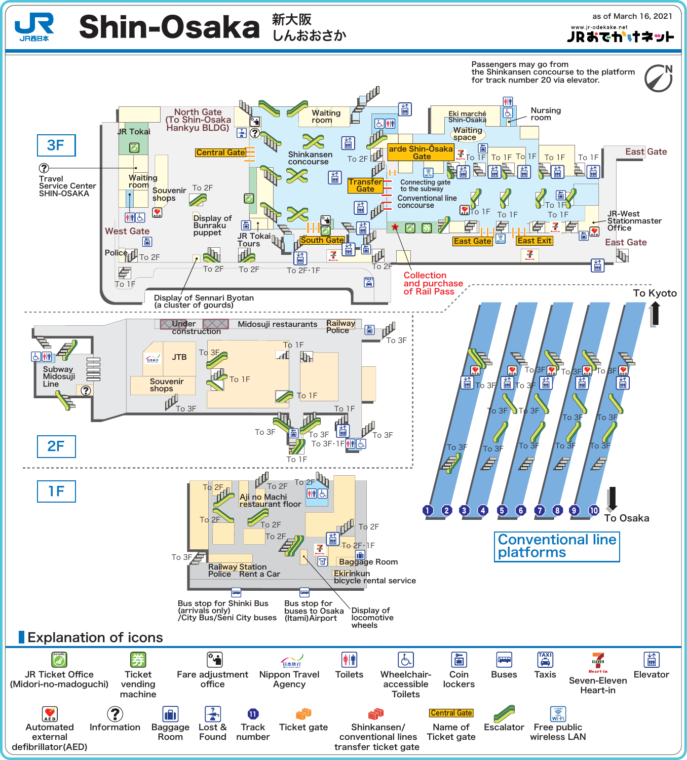# Shin-Osaka 新大阪 しんおおさか

as of March 16, 2021

www.jr-odekake.net JRおでかけネット

Passengers may go from the Shinkansen concourse to the platform for track number 20 via elevator.

## 3F

North Gate (To Shin-Osaka Hankyu BLDG)

JR Tokai

Travel Service Center SHIN-OSAKA

Waiting room

Souvenir shops

To 2F

West Gate

Police

To 2F

To 1F

Display of Bunraku puppet

JR Tokai Tours

Central Gate

Shinkansen concourse

Waiting room

To 2F

Eki marché Shin-Osaka

Waiting space

Nursing room

arde Shin-Ōsaka Gate

Transfer Gate

Connecting gate to the subway

Conventional line concourse

To 1F

East Gate

JR-West Stationmaster Office

East Gate

South Gate

East Gate

East Exit

To 2F

To 2F·1F

Display of Sennari Byotan (a cluster of gourds)

Collection and purchase of Rail Pass

## 2F

Under construction

Midosuji restaurants

Railway Police

To 3F

Subway Midosuji Line

JTB

Souvenir shops

To 3F

To 1F

To 3F·1F

## 1F

To 2F

Aji no Machi restaurant floor

To 3F

To 2F·1F

Railway Station Police

Rent a Car

Baggage Room

Ekirinkun bicycle rental service

Bus stop for Shinki Bus (arrivals only) /City Bus/Seni City buses

Bus stop for buses to Osaka (Itami) Airport

Display of locomotive wheels

## Conventional line platforms

To Kyoto

To Osaka

1 2 3 4 5 6 7 8 9 10

To 3F

## Explanation of icons

- JR Ticket Office (Midori-no-madoguchi)
- Ticket vending machine
- Fare adjustment office
- Nippon Travel Agency
- Toilets
- Wheelchair-accessible Toilets
- Coin lockers
- Buses
- Taxis
- Seven-Eleven Heart-in
- Elevator
- Automated external defibrillator(AED)
- Information
- Baggage Room
- Lost & Found
- Track number
- Ticket gate
- Shinkansen/ conventional lines transfer ticket gate
- Name of Ticket gate
- Escalator
- Free public wireless LAN